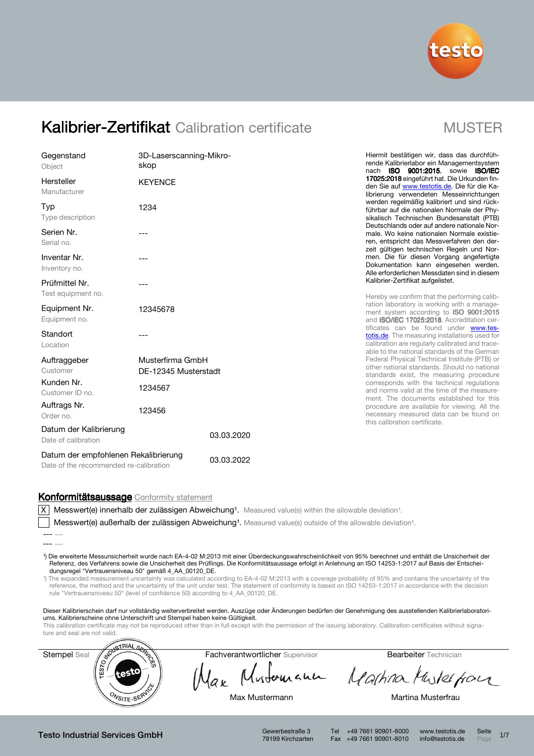# Kalibrier-Zertifikat Calibration certificate

MUSTER

| | |
|---|---|
| Gegenstand<br>Object | 3D-Laserscanning-Mikro-skop |
| Hersteller<br>Manufacturer | KEYENCE |
| Typ<br>Type description | 1234 |
| Serien Nr.<br>Serial no. | --- |
| Inventar Nr.<br>Inventory no. | --- |
| Prüfmittel Nr.<br>Test equipment no. | --- |
| Equipment Nr.<br>Equipment no. | 12345678 |
| Standort<br>Location | --- |
| Auftraggeber<br>Customer | Musterfirma GmbH<br>DE-12345 Musterstadt |
| Kunden Nr.<br>Customer ID no. | 1234567 |
| Auftrags Nr.<br>Order no. | 123456 |
| Datum der Kalibrierung<br>Date of calibration | 03.03.2020 |
| Datum der empfohlenen Rekalibrierung<br>Date of the recommended re-calibration | 03.03.2022 |

Hiermit bestätigen wir, dass das durchführende Kalibrierlabor ein Managementsystem nach **ISO 9001:2015**, sowie **ISO/IEC 17025:2018** eingeführt hat. Die Urkunden finden Sie auf www.testotis.de. Die für die Kalibrierung verwendeten Messeinrichtungen werden regelmäßig kalibriert und sind rückführbar auf die nationalen Normale der Physikalisch Technischen Bundesanstalt (PTB) Deutschlands oder auf andere nationale Normale. Wo keine nationalen Normale existieren, entspricht das Messverfahren den derzeit gültigen technischen Regeln und Normen. Die für diesen Vorgang angefertigte Dokumentation kann eingesehen werden. Alle erforderlichen Messdaten sind in diesem Kalibrier-Zertifikat aufgelistet.

Hereby we confirm that the performing calibration laboratory is working with a management system according to **ISO 9001:2015** and **ISO/IEC 17025:2018**. Accreditation certificates can be found under www.testotis.de. The measuring installations used for calibration are regularly calibrated and traceable to the national standards of the German Federal Physical Technical Institute (PTB) or other national standards. Should no national standards exist, the measuring procedure corresponds with the technical regulations and norms valid at the time of the measurement. The documents established for this procedure are available for viewing. All the necessary measured data can be found on this calibration certificate.

## Konformitätsaussage Conformity statement

- [X] Messwert(e) innerhalb der zulässigen Abweichung[1]. Measured value(s) within the allowable deviation[1].
- [ ] Messwert(e) außerhalb der zulässigen Abweichung[1]. Measured value(s) outside of the allowable deviation[1].

--- ---

--- ---

[1]) Die erweiterte Messunsicherheit wurde nach EA-4-02 M:2013 mit einer Überdeckungswahrscheinlichkeit von 95% berechnet und enthält die Unsicherheit der Referenz, des Verfahrens sowie die Unsicherheit des Prüflings. Die Konformitätsaussage erfolgt in Anlehnung an ISO 14253-1:2017 auf Basis der Entscheidungsregel "Vertrauensniveau 50" gemäß 4_AA_00120_DE.

[1]) The expanded measurement uncertainty was calculated according to EA-4-02 M:2013 with a coverage probability of 95% and contains the uncertainty of the reference, the method and the uncertainty of the unit under test. The statement of conformity is based on ISO 14253-1:2017 in accordance with the decision rule "Vertrauensniveau 50" (level of confidence 50) according to 4_AA_00120_DE.

Dieser Kalibrierschein darf nur vollständig weiterverbreitet werden. Auszüge oder Änderungen bedürfen der Genehmigung des ausstellenden Kalibrierlaboratoriums. Kalibrierscheine ohne Unterschrift und Stempel haben keine Gültigkeit.

This calibration certificate may not be reproduced other than in full except with the permission of the issuing laboratory. Calibration certificates without signature and seal are not valid.

| Stempel Seal | Fachverantwortlicher Supervisor | Bearbeiter Technician |
|---|---|---|
| TESTO INDUSTRIAL SERVICES testo ONSITE-SERVICE | Max Mustermann | Martina Musterfrau |

Testo Industrial Services GmbH — Gewerbestraße 3, 79199 Kirchzarten — Tel +49 7661 90901-8000, Fax +49 7661 90901-8010 — www.testotis.de, info@testotis.de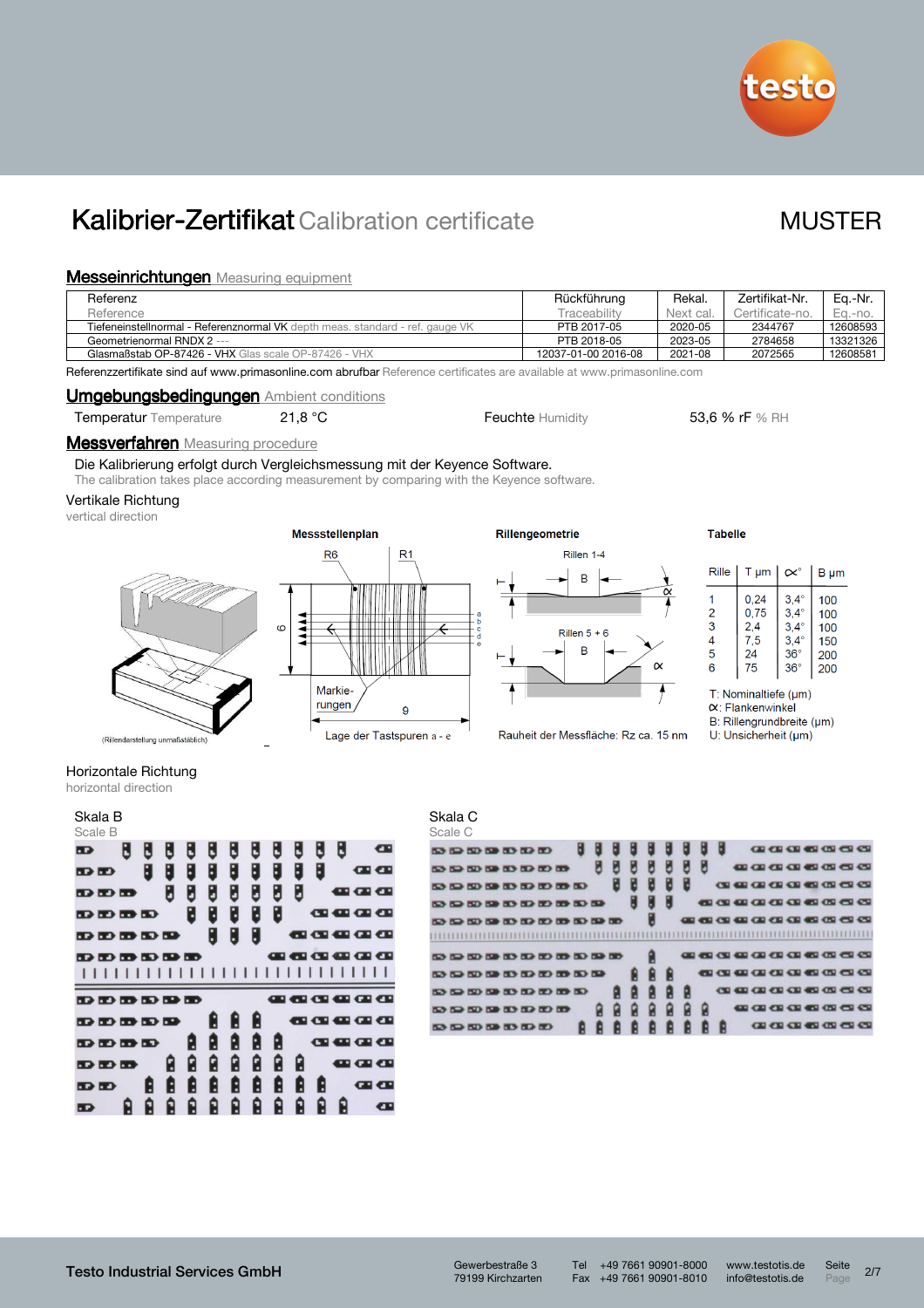# Kalibrier-Zertifikat Calibration certificate

MUSTER

## Messeinrichtungen Measuring equipment

| Referenz Reference | Rückführung Traceability | Rekal. Next cal. | Zertifikat-Nr. Certificate-no. | Eq.-Nr. Eq.-no. |
|---|---|---|---|---|
| Tiefeneinstellnormal - Referenznormal VK depth meas. standard - ref. gauge VK | PTB 2017-05 | 2020-05 | 2344767 | 12608593 |
| Geometrienormal RNDX 2 --- | PTB 2018-05 | 2023-05 | 2784658 | 13321326 |
| Glasmaßstab OP-87426 - VHX Glas scale OP-87426 - VHX | 12037-01-00 2016-08 | 2021-08 | 2072565 | 12608581 |

Referenzzertifikate sind auf www.primasonline.com abrufbar Reference certificates are available at www.primasonline.com

## Umgebungsbedingungen Ambient conditions

Temperatur Temperature 21,8 °C    Feuchte Humidity 53,6 % rF % RH

## Messverfahren Measuring procedure

Die Kalibrierung erfolgt durch Vergleichsmessung mit der Keyence Software.
The calibration takes place according measurement by comparing with the Keyence software.

Vertikale Richtung
vertical direction

(Rillendarstellung unmaßstäblich)

**Messstellenplan**

R6 R1

Markie-rungen

Lage der Tastspuren a - e

**Rillengeometrie**

Rillen 1-4

Rillen 5 + 6

Rauheit der Messfläche: Rz ca. 15 nm

**Tabelle**

| Rille | T µm | ∝° | B µm |
|---|---|---|---|
| 1 | 0,24 | 3,4° | 100 |
| 2 | 0,75 | 3,4° | 100 |
| 3 | 2,4 | 3,4° | 100 |
| 4 | 7,5 | 3,4° | 150 |
| 5 | 24 | 36° | 200 |
| 6 | 75 | 36° | 200 |

T: Nominaltiefe (µm)
∝: Flankenwinkel
B: Rillengrundbreite (µm)
U: Unsicherheit (µm)

Horizontale Richtung
horizontal direction

Skala B
Scale B

Skala C
Scale C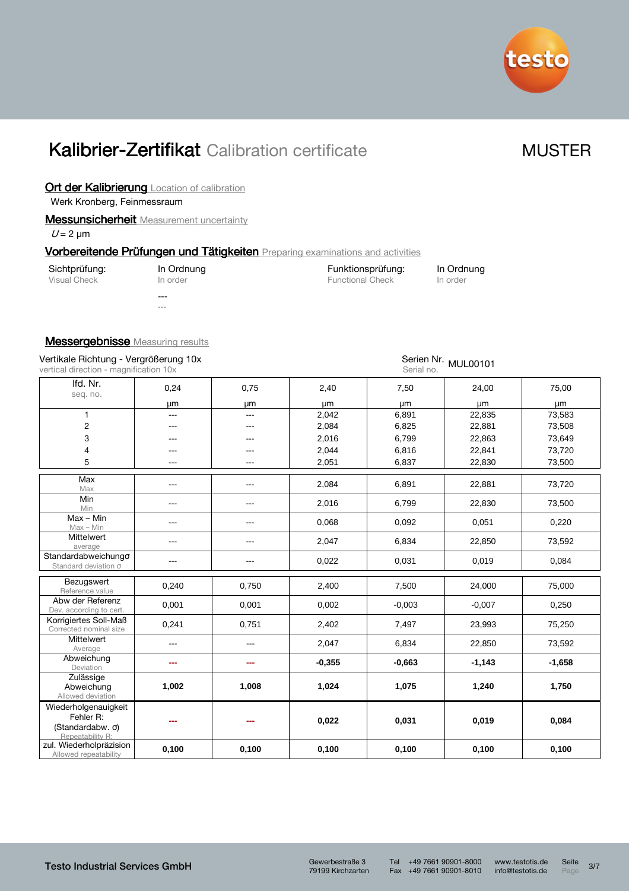# Kalibrier-Zertifikat Calibration certificate

MUSTER

## Ort der Kalibrierung Location of calibration

Werk Kronberg, Feinmessraum

## Messunsicherheit Measurement uncertainty

$U = 2$ µm

## Vorbereitende Prüfungen und Tätigkeiten Preparing examinations and activities

| | | | |
|---|---|---|---|
| Sichtprüfung: Visual Check | In Ordnung In order | Funktionsprüfung: Functional Check | In Ordnung In order |
| | --- --- | | |

## Messergebnisse Measuring results

Vertikale Richtung - Vergrößerung 10x
vertical direction - magnification 10x

Serien Nr. Serial no. MUL00101

| lfd. Nr. seq. no. | 0,24 µm | 0,75 µm | 2,40 µm | 7,50 µm | 24,00 µm | 75,00 µm |
|---|---|---|---|---|---|---|
| 1 | --- | --- | 2,042 | 6,891 | 22,835 | 73,583 |
| 2 | --- | --- | 2,084 | 6,825 | 22,881 | 73,508 |
| 3 | --- | --- | 2,016 | 6,799 | 22,863 | 73,649 |
| 4 | --- | --- | 2,044 | 6,816 | 22,841 | 73,720 |
| 5 | --- | --- | 2,051 | 6,837 | 22,830 | 73,500 |
| Max Max | --- | --- | 2,084 | 6,891 | 22,881 | 73,720 |
| Min Min | --- | --- | 2,016 | 6,799 | 22,830 | 73,500 |
| Max – Min Max – Min | --- | --- | 0,068 | 0,092 | 0,051 | 0,220 |
| Mittelwert average | --- | --- | 2,047 | 6,834 | 22,850 | 73,592 |
| Standardabweichungσ Standard deviation σ | --- | --- | 0,022 | 0,031 | 0,019 | 0,084 |
| Bezugswert Reference value | 0,240 | 0,750 | 2,400 | 7,500 | 24,000 | 75,000 |
| Abw der Referenz Dev. according to cert. | 0,001 | 0,001 | 0,002 | -0,003 | -0,007 | 0,250 |
| Korrigiertes Soll-Maß Corrected nominal size | 0,241 | 0,751 | 2,402 | 7,497 | 23,993 | 75,250 |
| Mittelwert Average | --- | --- | 2,047 | 6,834 | 22,850 | 73,592 |
| Abweichung Deviation | **---** | **---** | **-0,355** | **-0,663** | **-1,143** | **-1,658** |
| Zulässige Abweichung Allowed deviation | **1,002** | **1,008** | **1,024** | **1,075** | **1,240** | **1,750** |
| Wiederholgenauigkeit Fehler R: (Standardabw. σ) Repeatability R: | **---** | **---** | **0,022** | **0,031** | **0,019** | **0,084** |
| zul. Wiederholpräzision Allowed repeatability | **0,100** | **0,100** | **0,100** | **0,100** | **0,100** | **0,100** |

Testo Industrial Services GmbH — Gewerbestraße 3, 79199 Kirchzarten — Tel +49 7661 90901-8000, Fax +49 7661 90901-8010 — www.testotis.de, info@testotis.de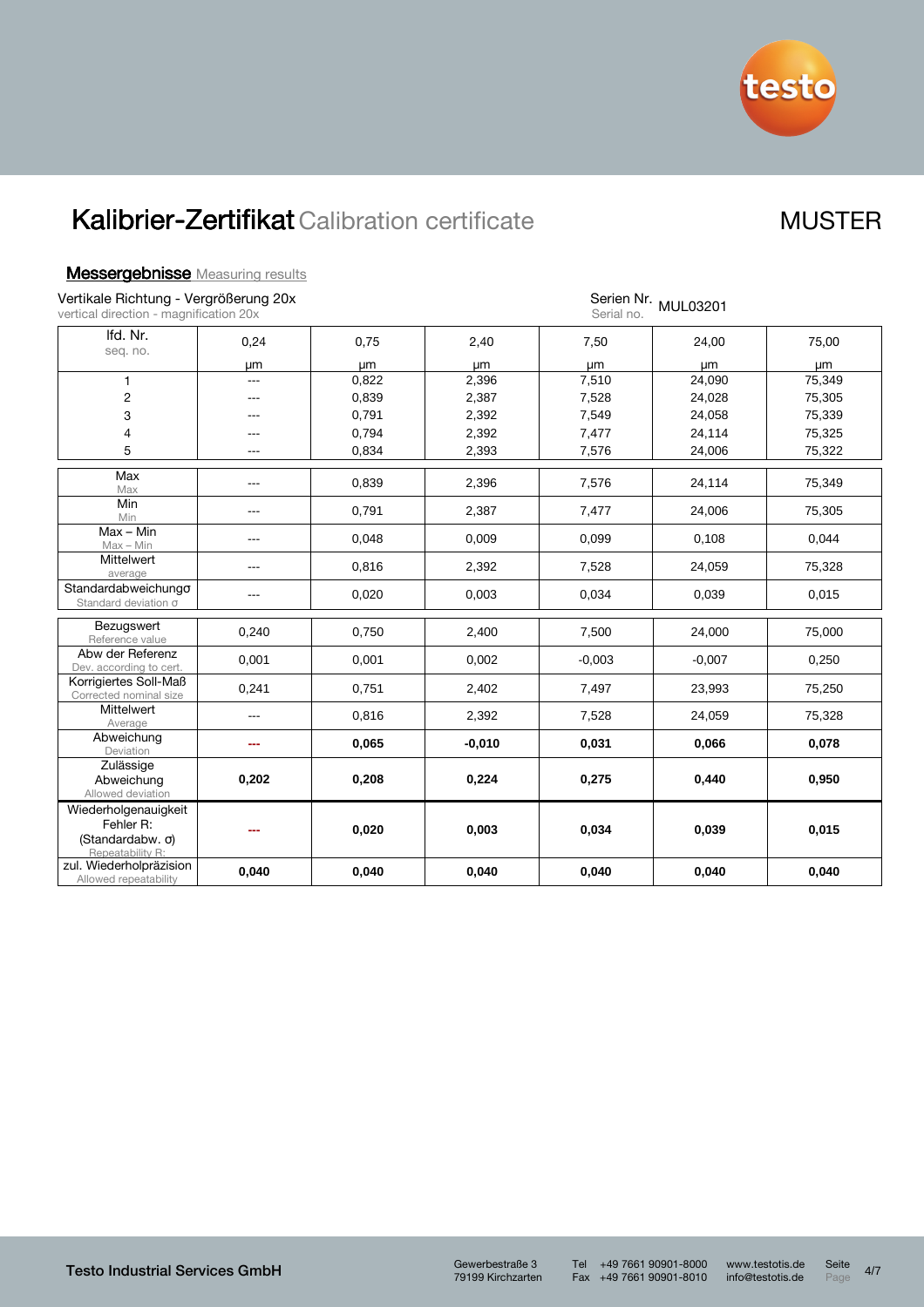# Kalibrier-Zertifikat Calibration certificate

MUSTER

## Messergebnisse Measuring results

Vertikale Richtung - Vergrößerung 20x
vertical direction - magnification 20x

Serien Nr. Serial no. MUL03201

| lfd. Nr. seq. no. | 0,24 µm | 0,75 µm | 2,40 µm | 7,50 µm | 24,00 µm | 75,00 µm |
|---|---|---|---|---|---|---|
| 1 | --- | 0,822 | 2,396 | 7,510 | 24,090 | 75,349 |
| 2 | --- | 0,839 | 2,387 | 7,528 | 24,028 | 75,305 |
| 3 | --- | 0,791 | 2,392 | 7,549 | 24,058 | 75,339 |
| 4 | --- | 0,794 | 2,392 | 7,477 | 24,114 | 75,325 |
| 5 | --- | 0,834 | 2,393 | 7,576 | 24,006 | 75,322 |
| Max Max | --- | 0,839 | 2,396 | 7,576 | 24,114 | 75,349 |
| Min Min | --- | 0,791 | 2,387 | 7,477 | 24,006 | 75,305 |
| Max – Min Max – Min | --- | 0,048 | 0,009 | 0,099 | 0,108 | 0,044 |
| Mittelwert average | --- | 0,816 | 2,392 | 7,528 | 24,059 | 75,328 |
| Standardabweichungσ Standard deviation σ | --- | 0,020 | 0,003 | 0,034 | 0,039 | 0,015 |
| Bezugswert Reference value | 0,240 | 0,750 | 2,400 | 7,500 | 24,000 | 75,000 |
| Abw der Referenz Dev. according to cert. | 0,001 | 0,001 | 0,002 | -0,003 | -0,007 | 0,250 |
| Korrigiertes Soll-Maß Corrected nominal size | 0,241 | 0,751 | 2,402 | 7,497 | 23,993 | 75,250 |
| Mittelwert Average | --- | 0,816 | 2,392 | 7,528 | 24,059 | 75,328 |
| Abweichung Deviation | **---** | **0,065** | **-0,010** | **0,031** | **0,066** | **0,078** |
| Zulässige Abweichung Allowed deviation | **0,202** | **0,208** | **0,224** | **0,275** | **0,440** | **0,950** |
| Wiederholgenauigkeit Fehler R: (Standardabw. σ) Repeatability R: | **---** | **0,020** | **0,003** | **0,034** | **0,039** | **0,015** |
| zul. Wiederholpräzision Allowed repeatability | **0,040** | **0,040** | **0,040** | **0,040** | **0,040** | **0,040** |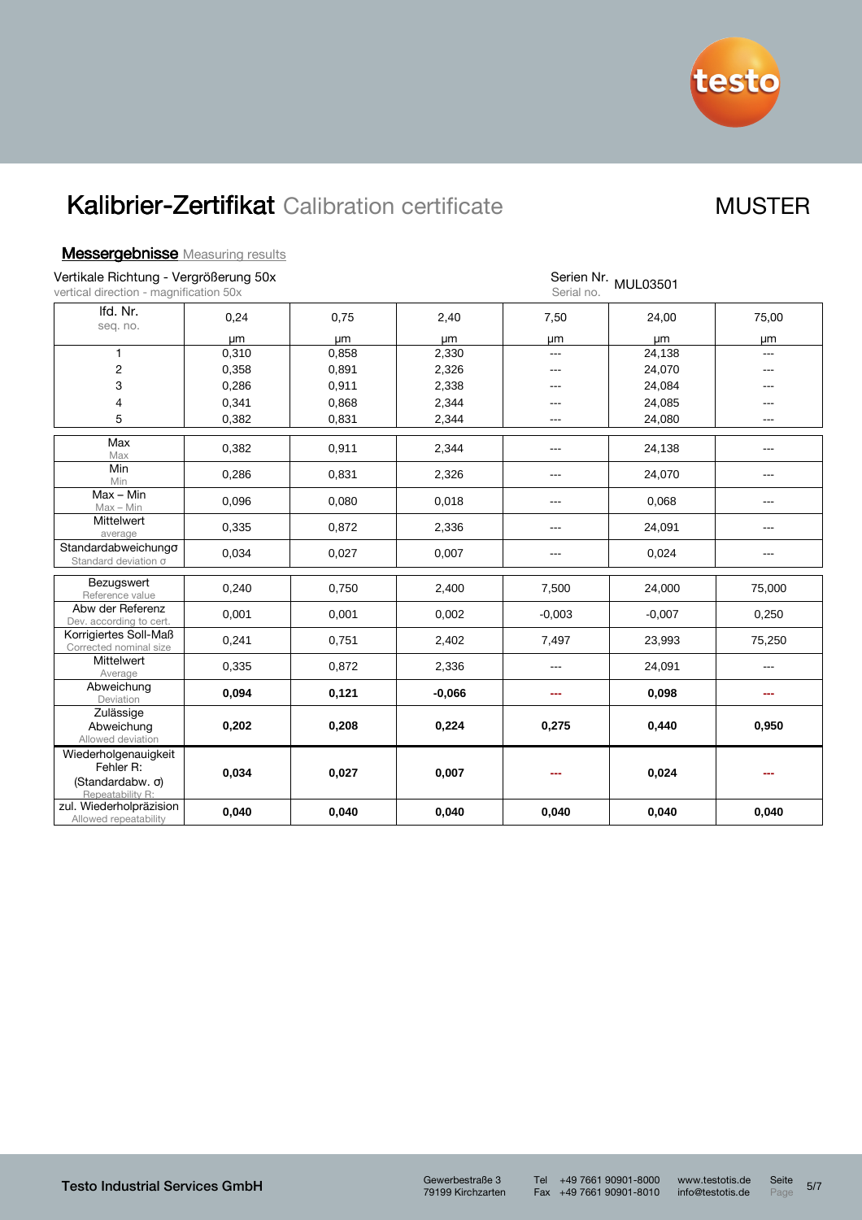# Kalibrier-Zertifikat Calibration certificate

MUSTER

## Messergebnisse Measuring results

Vertikale Richtung - Vergrößerung 50x
vertical direction - magnification 50x

Serien Nr. Serial no. MUL03501

| lfd. Nr. seq. no. | 0,24 µm | 0,75 µm | 2,40 µm | 7,50 µm | 24,00 µm | 75,00 µm |
|---|---|---|---|---|---|---|
| 1 | 0,310 | 0,858 | 2,330 | --- | 24,138 | --- |
| 2 | 0,358 | 0,891 | 2,326 | --- | 24,070 | --- |
| 3 | 0,286 | 0,911 | 2,338 | --- | 24,084 | --- |
| 4 | 0,341 | 0,868 | 2,344 | --- | 24,085 | --- |
| 5 | 0,382 | 0,831 | 2,344 | --- | 24,080 | --- |
| Max Max | 0,382 | 0,911 | 2,344 | --- | 24,138 | --- |
| Min Min | 0,286 | 0,831 | 2,326 | --- | 24,070 | --- |
| Max – Min Max – Min | 0,096 | 0,080 | 0,018 | --- | 0,068 | --- |
| Mittelwert average | 0,335 | 0,872 | 2,336 | --- | 24,091 | --- |
| Standardabweichung σ Standard deviation σ | 0,034 | 0,027 | 0,007 | --- | 0,024 | --- |
| Bezugswert Reference value | 0,240 | 0,750 | 2,400 | 7,500 | 24,000 | 75,000 |
| Abw der Referenz Dev. according to cert. | 0,001 | 0,001 | 0,002 | -0,003 | -0,007 | 0,250 |
| Korrigiertes Soll-Maß Corrected nominal size | 0,241 | 0,751 | 2,402 | 7,497 | 23,993 | 75,250 |
| Mittelwert Average | 0,335 | 0,872 | 2,336 | --- | 24,091 | --- |
| Abweichung Deviation | **0,094** | **0,121** | **-0,066** | **---** | **0,098** | **---** |
| Zulässige Abweichung Allowed deviation | **0,202** | **0,208** | **0,224** | **0,275** | **0,440** | **0,950** |
| Wiederholgenauigkeit Fehler R: (Standardabw. σ) Repeatability R: | **0,034** | **0,027** | **0,007** | **---** | **0,024** | **---** |
| zul. Wiederholpräzision Allowed repeatability | **0,040** | **0,040** | **0,040** | **0,040** | **0,040** | **0,040** |

Testo Industrial Services GmbH
Gewerbestraße 3
79199 Kirchzarten
Tel +49 7661 90901-8000
Fax +49 7661 90901-8010
www.testotis.de
info@testotis.de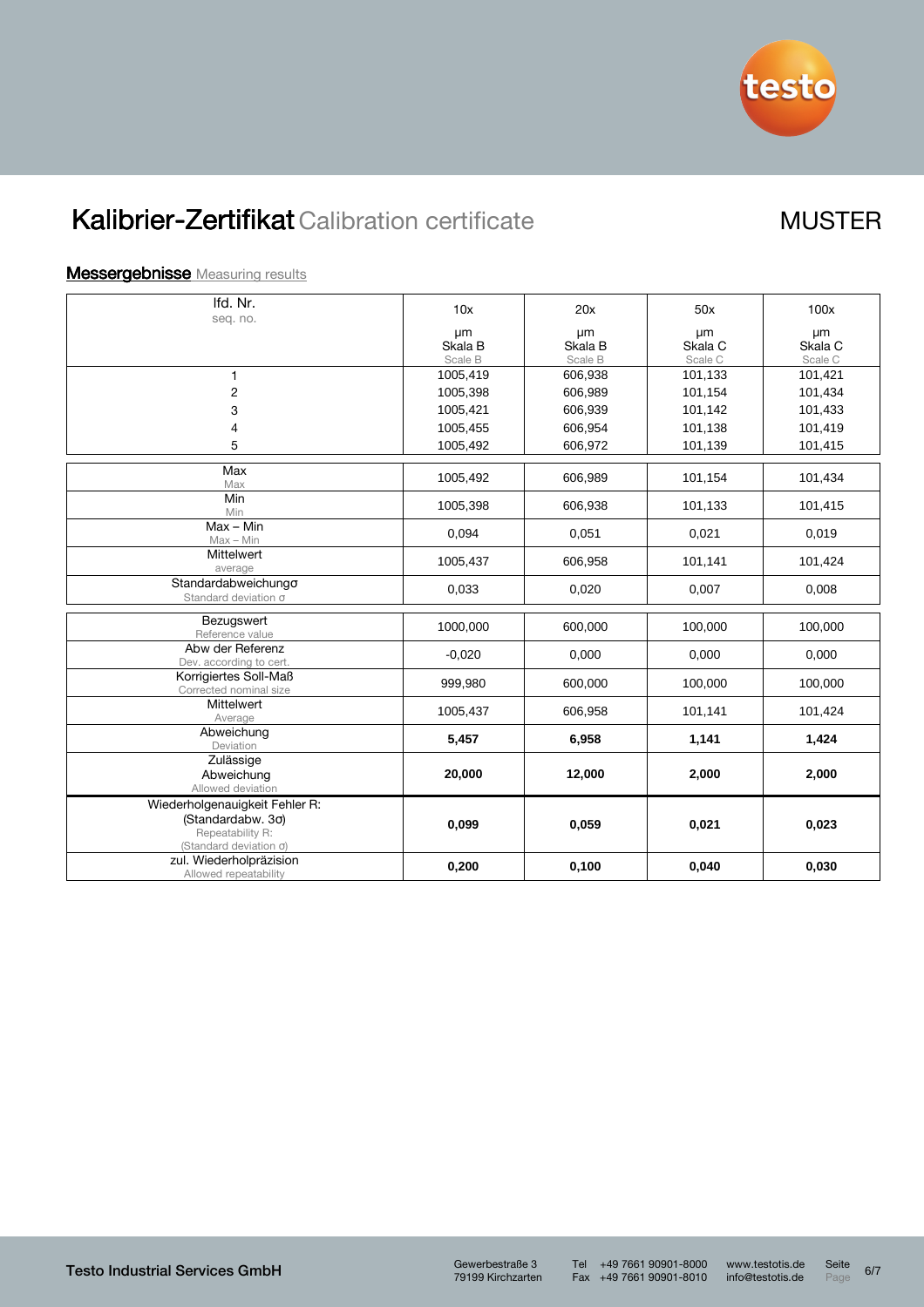# Kalibrier-Zertifikat Calibration certificate

MUSTER

## Messergebnisse Measuring results

| lfd. Nr. seq. no. | 10x | 20x | 50x | 100x |
|---|---|---|---|---|
| | µm Skala B Scale B | µm Skala B Scale B | µm Skala C Scale C | µm Skala C Scale C |
| 1 | 1005,419 | 606,938 | 101,133 | 101,421 |
| 2 | 1005,398 | 606,989 | 101,154 | 101,434 |
| 3 | 1005,421 | 606,939 | 101,142 | 101,433 |
| 4 | 1005,455 | 606,954 | 101,138 | 101,419 |
| 5 | 1005,492 | 606,972 | 101,139 | 101,415 |
| Max Max | 1005,492 | 606,989 | 101,154 | 101,434 |
| Min Min | 1005,398 | 606,938 | 101,133 | 101,415 |
| Max – Min Max – Min | 0,094 | 0,051 | 0,021 | 0,019 |
| Mittelwert average | 1005,437 | 606,958 | 101,141 | 101,424 |
| Standardabweichung σ Standard deviation σ | 0,033 | 0,020 | 0,007 | 0,008 |
| Bezugswert Reference value | 1000,000 | 600,000 | 100,000 | 100,000 |
| Abw der Referenz Dev. according to cert. | -0,020 | 0,000 | 0,000 | 0,000 |
| Korrigiertes Soll-Maß Corrected nominal size | 999,980 | 600,000 | 100,000 | 100,000 |
| Mittelwert Average | 1005,437 | 606,958 | 101,141 | 101,424 |
| Abweichung Deviation | **5,457** | **6,958** | **1,141** | **1,424** |
| Zulässige Abweichung Allowed deviation | **20,000** | **12,000** | **2,000** | **2,000** |
| Wiederholgenauigkeit Fehler R: (Standardabw. 3σ) Repeatability R: (Standard deviation σ) | **0,099** | **0,059** | **0,021** | **0,023** |
| zul. Wiederholpräzision Allowed repeatability | **0,200** | **0,100** | **0,040** | **0,030** |

**Testo Industrial Services GmbH** Gewerbestraße 3, 79199 Kirchzarten | Tel +49 7661 90901-8000, Fax +49 7661 90901-8010 | www.testotis.de, info@testotis.de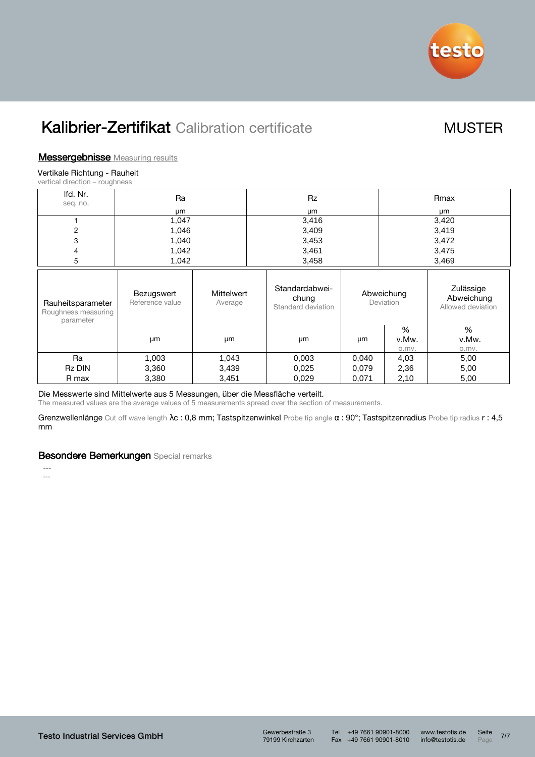# Kalibrier-Zertifikat Calibration certificate

MUSTER

## Messergebnisse Measuring results

Vertikale Richtung - Rauheit
vertical direction – roughness

| lfd. Nr. seq. no. | Ra µm | Rz µm | Rmax µm |
|---|---|---|---|
| 1 | 1,047 | 3,416 | 3,420 |
| 2 | 1,046 | 3,409 | 3,419 |
| 3 | 1,040 | 3,453 | 3,472 |
| 4 | 1,042 | 3,461 | 3,475 |
| 5 | 1,042 | 3,458 | 3,469 |

| Rauheitsparameter Roughness measuring parameter | Bezugswert Reference value | Mittelwert Average | Standardabweichung Standard deviation | Abweichung Deviation | | Zulässige Abweichung Allowed deviation |
|---|---|---|---|---|---|---|
| | µm | µm | µm | µm | % v.Mw. o.mv. | % v.Mw. o.mv. |
| Ra | 1,003 | 1,043 | 0,003 | 0,040 | 4,03 | 5,00 |
| Rz DIN | 3,360 | 3,439 | 0,025 | 0,079 | 2,36 | 5,00 |
| R max | 3,380 | 3,451 | 0,029 | 0,071 | 2,10 | 5,00 |

Die Messwerte sind Mittelwerte aus 5 Messungen, über die Messfläche verteilt.
The measured values are the average values of 5 measurements spread over the section of measurements.

Grenzwellenlänge Cut off wave length λc : 0,8 mm; Tastspitzenwinkel Probe tip angle α : 90°; Tastspitzenradius Probe tip radius r : 4,5 mm

## Besondere Bemerkungen Special remarks

---
---

Testo Industrial Services GmbH

Gewerbestraße 3
79199 Kirchzarten

Tel +49 7661 90901-8000
Fax +49 7661 90901-8010

www.testotis.de
info@testotis.de